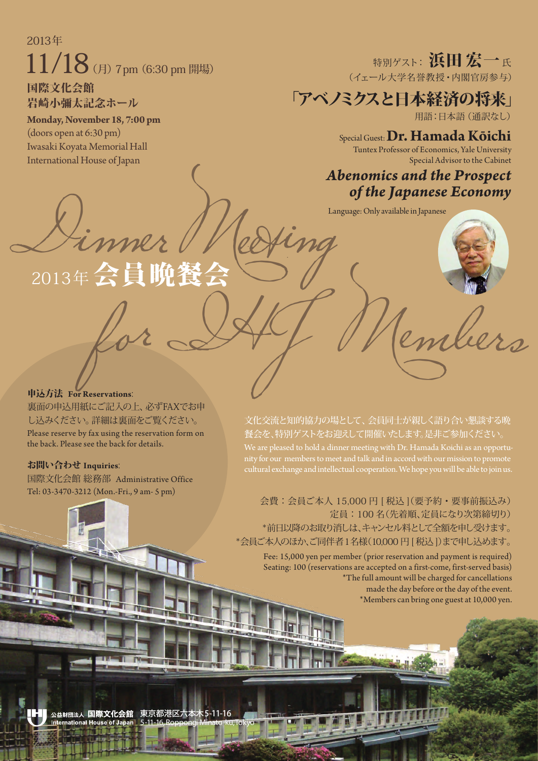2013年

# 11/18（月）7pm（6:30 pm 開場）

**国際文化会館**
**岩崎小彌太記念ホール**

**Monday, November 18, 7:00 pm**
(doors open at 6:30 pm)
Iwasaki Koyata Memorial Hall
International House of Japan

特別ゲスト：**浜田 宏一** 氏
（イェール大学名誉教授・内閣官房参与）

## 「アベノミクスと日本経済の将来」

用語：日本語（通訳なし）

Special Guest: **Dr. Hamada Kōichi**
Tuntex Professor of Economics, Yale University
Special Advisor to the Cabinet

## *Abenomics and the Prospect of the Japanese Economy*

Language: Only available in Japanese

# Dinner Meeting for IHJ Members

# 2013年 会員晩餐会

**申込方法 For Reservations**:
裏面の申込用紙にご記入の上、必ずFAXでお申し込みください。詳細は裏面をご覧ください。
Please reserve by fax using the reservation form on the back. Please see the back for details.

**お問い合わせ Inquiries**:
国際文化会館 総務部 Administrative Office
Tel: 03-3470-3212 (Mon.-Fri., 9 am- 5 pm)

文化交流と知的協力の場として、会員同士が親しく語り合い懇談する晩餐会を、特別ゲストをお迎えして開催いたします。是非ご参加ください。
We are pleased to hold a dinner meeting with Dr. Hamada Koichi as an opportunity for our members to meet and talk and in accord with our mission to promote cultural exchange and intellectual cooperation. We hope you will be able to join us.

会費：会員ご本人 15,000 円［税込］（要予約・要事前振込み）
定員：100 名（先着順、定員になり次第締切り）
*前日以降のお取り消しは、キャンセル料として全額を申し受けます。
*会員ご本人のほか、ご同伴者1名様（10,000 円［税込］）まで申し込めます。

Fee: 15,000 yen per member (prior reservation and payment is required)
Seating: 100 (reservations are accepted on a first-come, first-served basis)
*The full amount will be charged for cancellations made the day before or the day of the event.
*Members can bring one guest at 10,000 yen.

公益財団法人 国際文化会館 International House of Japan 東京都港区六本木5-11-16 5-11-16, Roppongi Minato-ku, Tokyo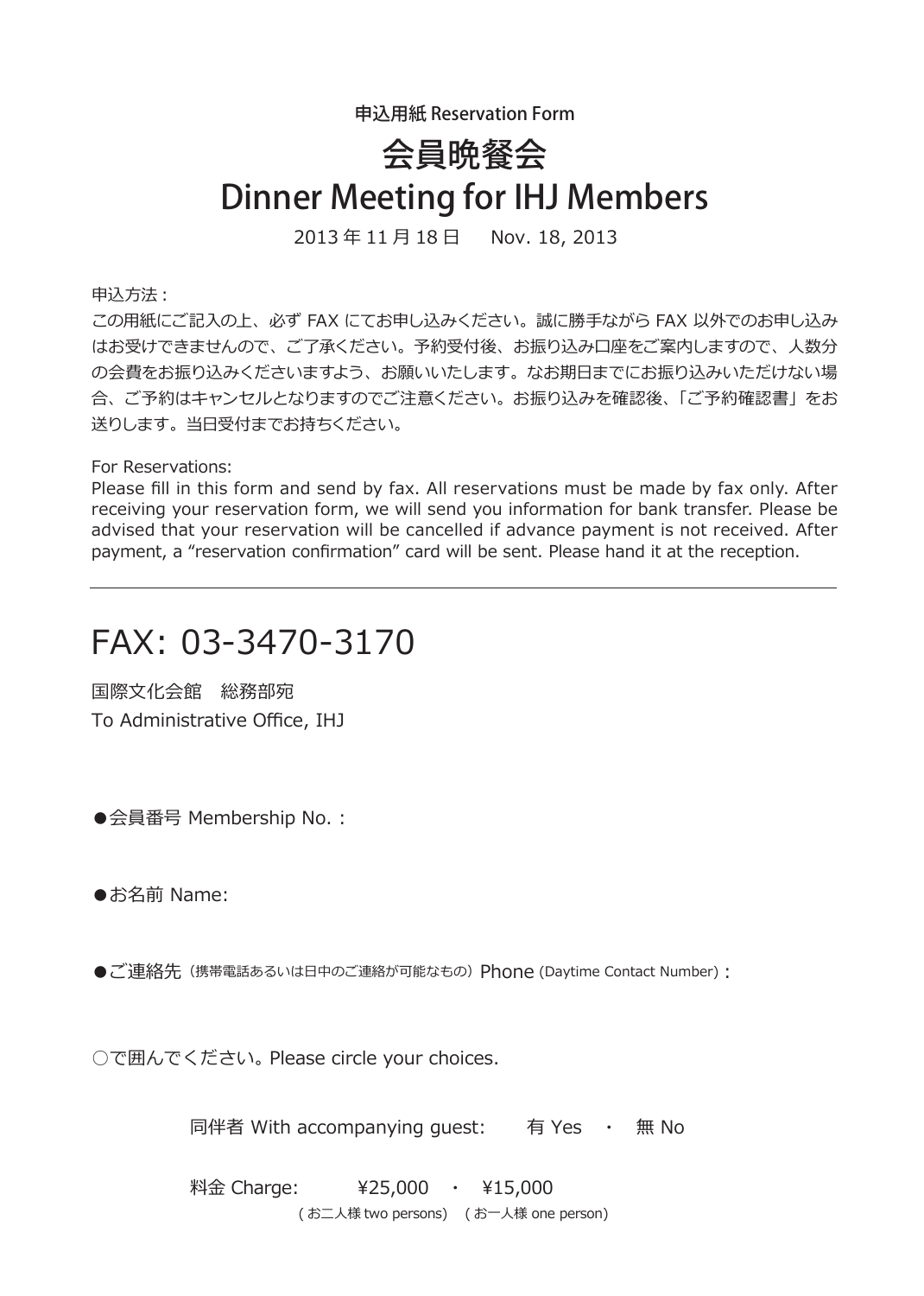申込用紙 Reservation Form

# 会員晩餐会
# Dinner Meeting for IHJ Members

2013 年 11 月 18 日　Nov. 18, 2013

申込方法：

この用紙にご記入の上、必ず FAX にてお申し込みください。誠に勝手ながら FAX 以外でのお申し込みはお受けできませんので、ご了承ください。予約受付後、お振り込み口座をご案内しますので、人数分の会費をお振り込みくださいますよう、お願いいたします。なお期日までにお振り込みいただけない場合、ご予約はキャンセルとなりますのでご注意ください。お振り込みを確認後、「ご予約確認書」をお送りします。当日受付までお持ちください。

For Reservations:

Please fill in this form and send by fax. All reservations must be made by fax only. After receiving your reservation form, we will send you information for bank transfer. Please be advised that your reservation will be cancelled if advance payment is not received. After payment, a “reservation confirmation” card will be sent. Please hand it at the reception.

---

## FAX: 03-3470-3170

国際文化会館　総務部宛

To Administrative Office, IHJ

●会員番号 Membership No. :

●お名前 Name:

●ご連絡先（携帯電話あるいは日中のご連絡が可能なもの）Phone (Daytime Contact Number)：

○で囲んでください。Please circle your choices.

同伴者 With accompanying guest:　有 Yes　・　無 No

料金 Charge:　¥25,000　・　¥15,000

( お二人様 two persons)　( お一人様 one person)